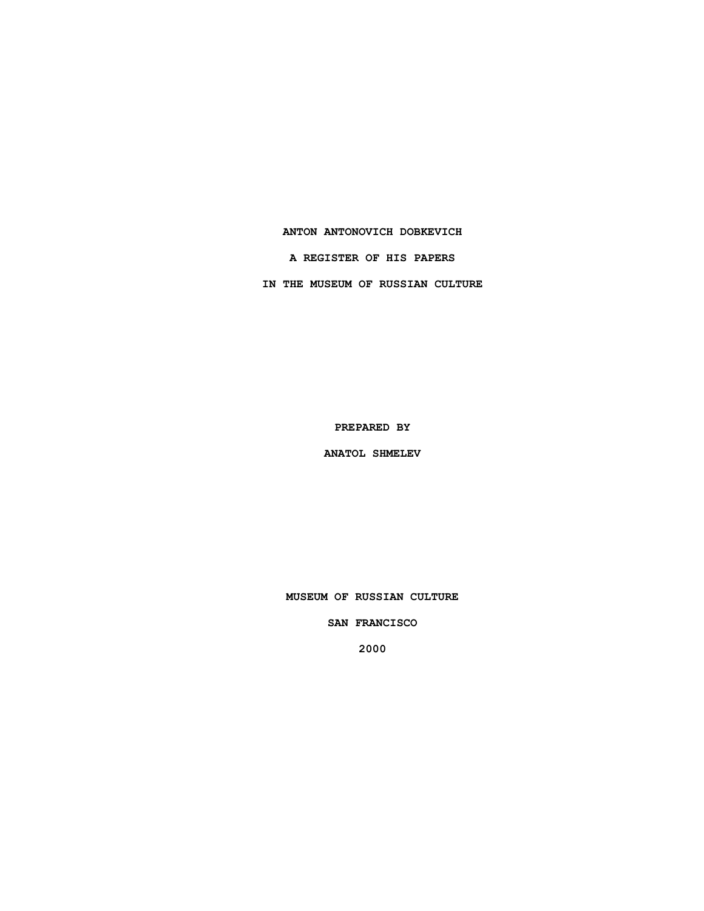# ANTON ANTONOVICH DOBKEVICH

## A REGISTER OF HIS PAPERS

## IN THE MUSEUM OF RUSSIAN CULTURE

**PREPARED BY**

**ANATOL SHMELEV**

**MUSEUM OF RUSSIAN CULTURE**

**SAN FRANCISCO**

**2000**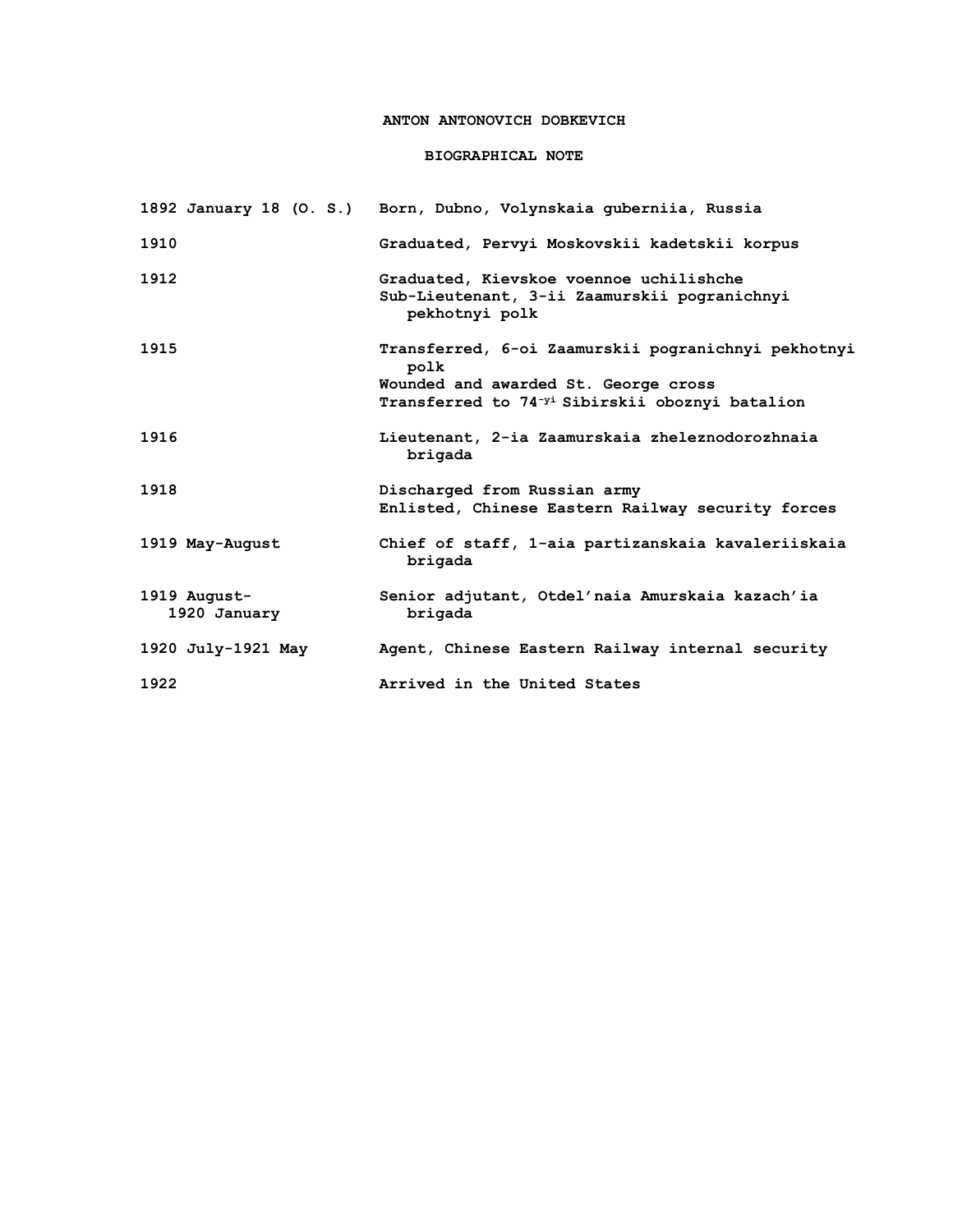# ANTON ANTONOVICH DOBKEVICH

## BIOGRAPHICAL NOTE

| | |
|---|---|
| 1892 January 18 (O. S.) | Born, Dubno, Volynskaia guberniia, Russia |
| 1910 | Graduated, Pervyi Moskovskii kadetskii korpus |
| 1912 | Graduated, Kievskoe voennoe uchilishche<br>Sub-Lieutenant, 3-ii Zaamurskii pogranichnyi pekhotnyi polk |
| 1915 | Transferred, 6-oi Zaamurskii pogranichnyi pekhotnyi polk<br>Wounded and awarded St. George cross<br>Transferred to 74-yi Sibirskii oboznyi batalion |
| 1916 | Lieutenant, 2-ia Zaamurskaia zheleznodorozhnaia brigada |
| 1918 | Discharged from Russian army<br>Enlisted, Chinese Eastern Railway security forces |
| 1919 May-August | Chief of staff, 1-aia partizanskaia kavaleriiskaia brigada |
| 1919 August-1920 January | Senior adjutant, Otdel'naia Amurskaia kazach'ia brigada |
| 1920 July-1921 May | Agent, Chinese Eastern Railway internal security |
| 1922 | Arrived in the United States |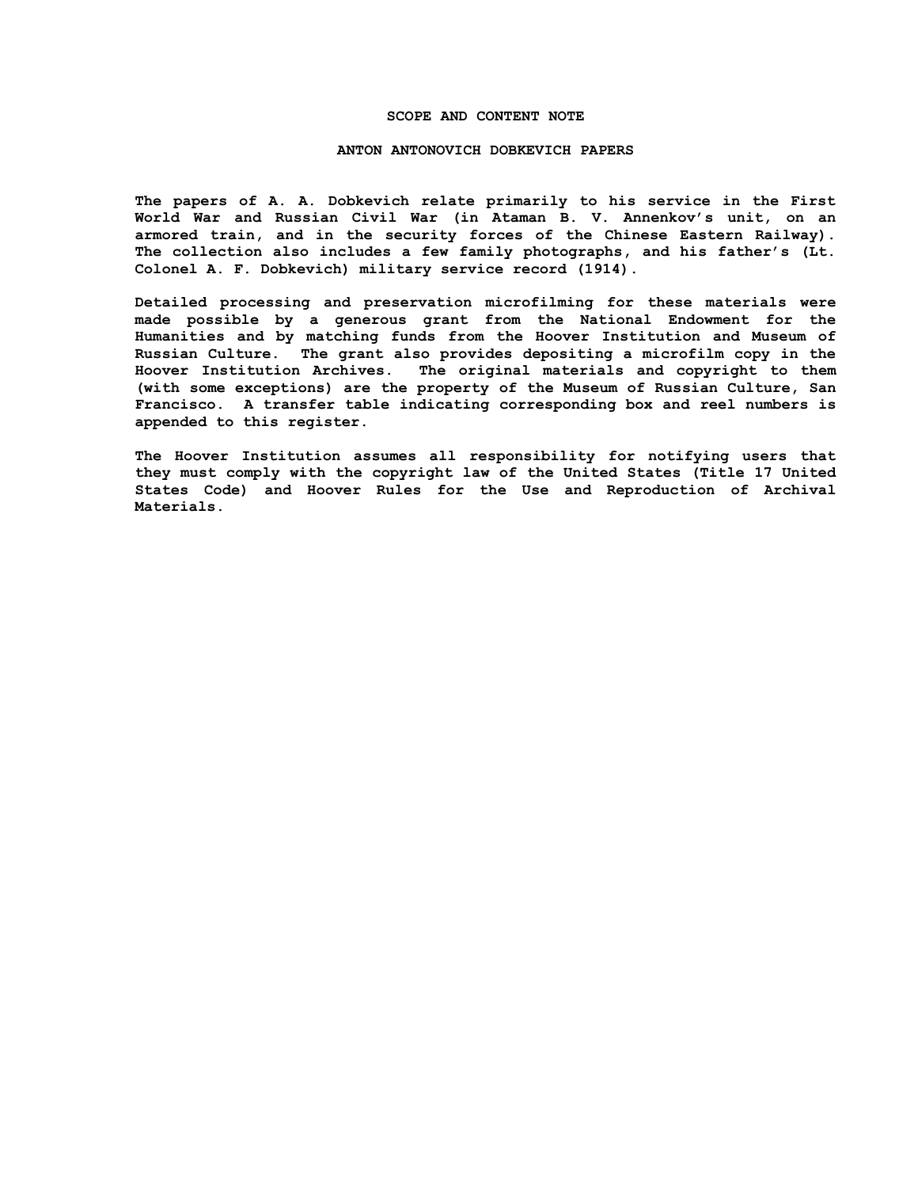## SCOPE AND CONTENT NOTE

### ANTON ANTONOVICH DOBKEVICH PAPERS

The papers of A. A. Dobkevich relate primarily to his service in the First World War and Russian Civil War (in Ataman B. V. Annenkov's unit, on an armored train, and in the security forces of the Chinese Eastern Railway). The collection also includes a few family photographs, and his father's (Lt. Colonel A. F. Dobkevich) military service record (1914).

Detailed processing and preservation microfilming for these materials were made possible by a generous grant from the National Endowment for the Humanities and by matching funds from the Hoover Institution and Museum of Russian Culture. The grant also provides depositing a microfilm copy in the Hoover Institution Archives. The original materials and copyright to them (with some exceptions) are the property of the Museum of Russian Culture, San Francisco. A transfer table indicating corresponding box and reel numbers is appended to this register.

The Hoover Institution assumes all responsibility for notifying users that they must comply with the copyright law of the United States (Title 17 United States Code) and Hoover Rules for the Use and Reproduction of Archival Materials.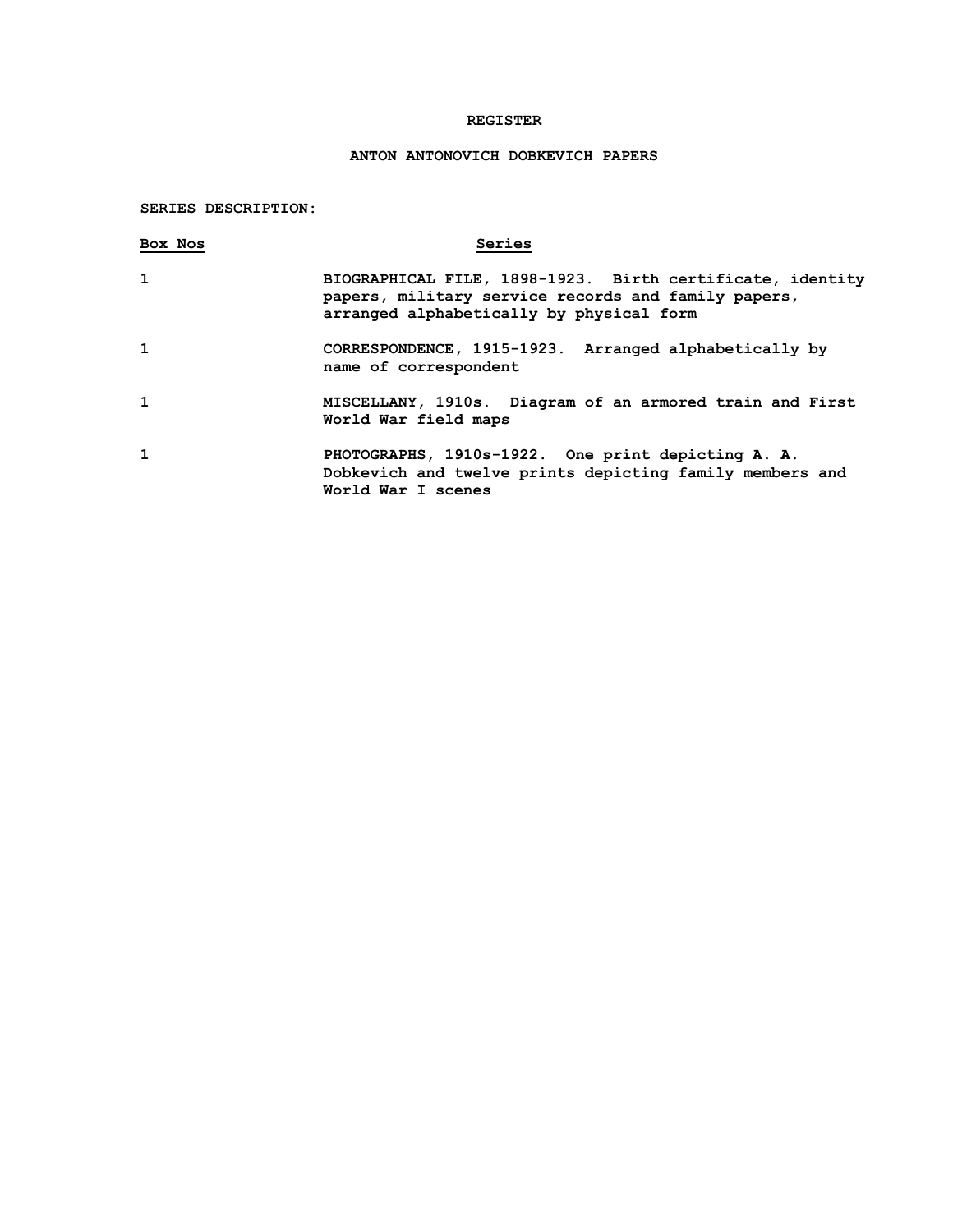# REGISTER

## ANTON ANTONOVICH DOBKEVICH PAPERS

**SERIES DESCRIPTION:**

| Box Nos | Series |
|---|---|
| 1 | BIOGRAPHICAL FILE, 1898-1923. Birth certificate, identity papers, military service records and family papers, arranged alphabetically by physical form |
| 1 | CORRESPONDENCE, 1915-1923. Arranged alphabetically by name of correspondent |
| 1 | MISCELLANY, 1910s. Diagram of an armored train and First World War field maps |
| 1 | PHOTOGRAPHS, 1910s-1922. One print depicting A. A. Dobkevich and twelve prints depicting family members and World War I scenes |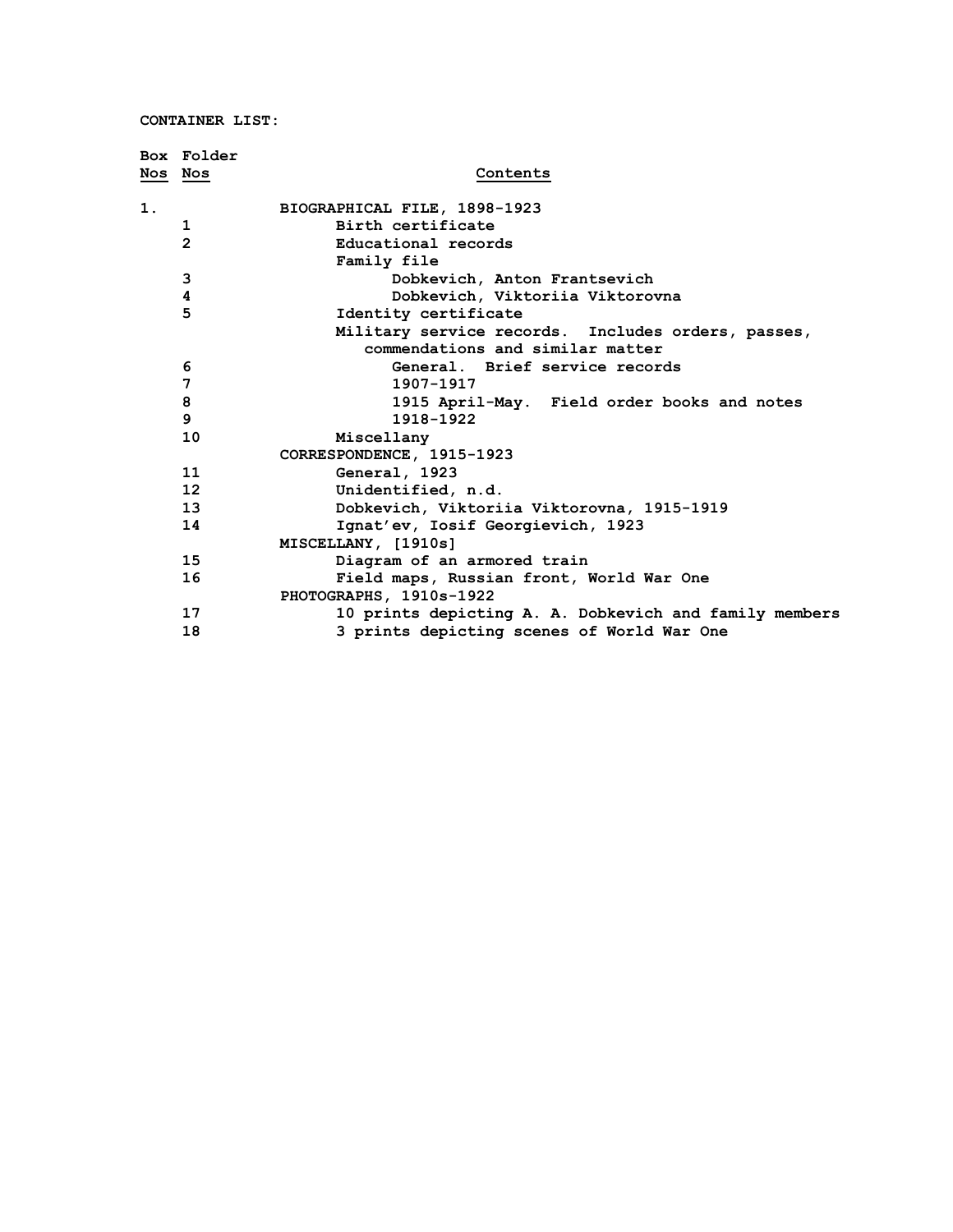**CONTAINER LIST:**

| Box Nos | Folder Nos | Contents |
| --- | --- | --- |
| 1. | | BIOGRAPHICAL FILE, 1898-1923 |
| | 1 | Birth certificate |
| | 2 | Educational records |
| | | Family file |
| | 3 | Dobkevich, Anton Frantsevich |
| | 4 | Dobkevich, Viktoriia Viktorovna |
| | 5 | Identity certificate |
| | | Military service records. Includes orders, passes, commendations and similar matter |
| | 6 | General. Brief service records |
| | 7 | 1907-1917 |
| | 8 | 1915 April-May. Field order books and notes |
| | 9 | 1918-1922 |
| | 10 | Miscellany |
| | | CORRESPONDENCE, 1915-1923 |
| | 11 | General, 1923 |
| | 12 | Unidentified, n.d. |
| | 13 | Dobkevich, Viktoriia Viktorovna, 1915-1919 |
| | 14 | Ignat'ev, Iosif Georgievich, 1923 |
| | | MISCELLANY, [1910s] |
| | 15 | Diagram of an armored train |
| | 16 | Field maps, Russian front, World War One |
| | | PHOTOGRAPHS, 1910s-1922 |
| | 17 | 10 prints depicting A. A. Dobkevich and family members |
| | 18 | 3 prints depicting scenes of World War One |